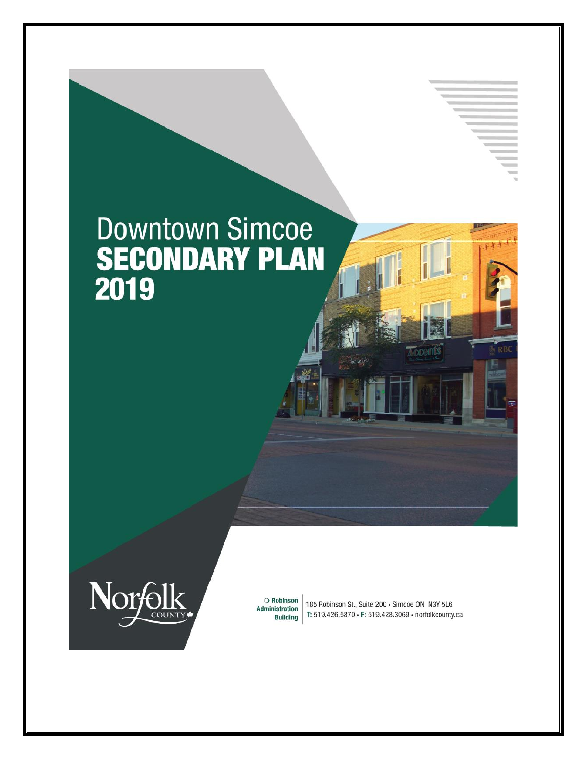# Downtown Simcoe
# SECONDARY PLAN
# 2019

Norfolk COUNTY

Robinson Administration Building

185 Robinson St., Suite 200 • Simcoe ON N3Y 5L6
T: 519.426.5870 • F: 519.428.3069 • norfolkcounty.ca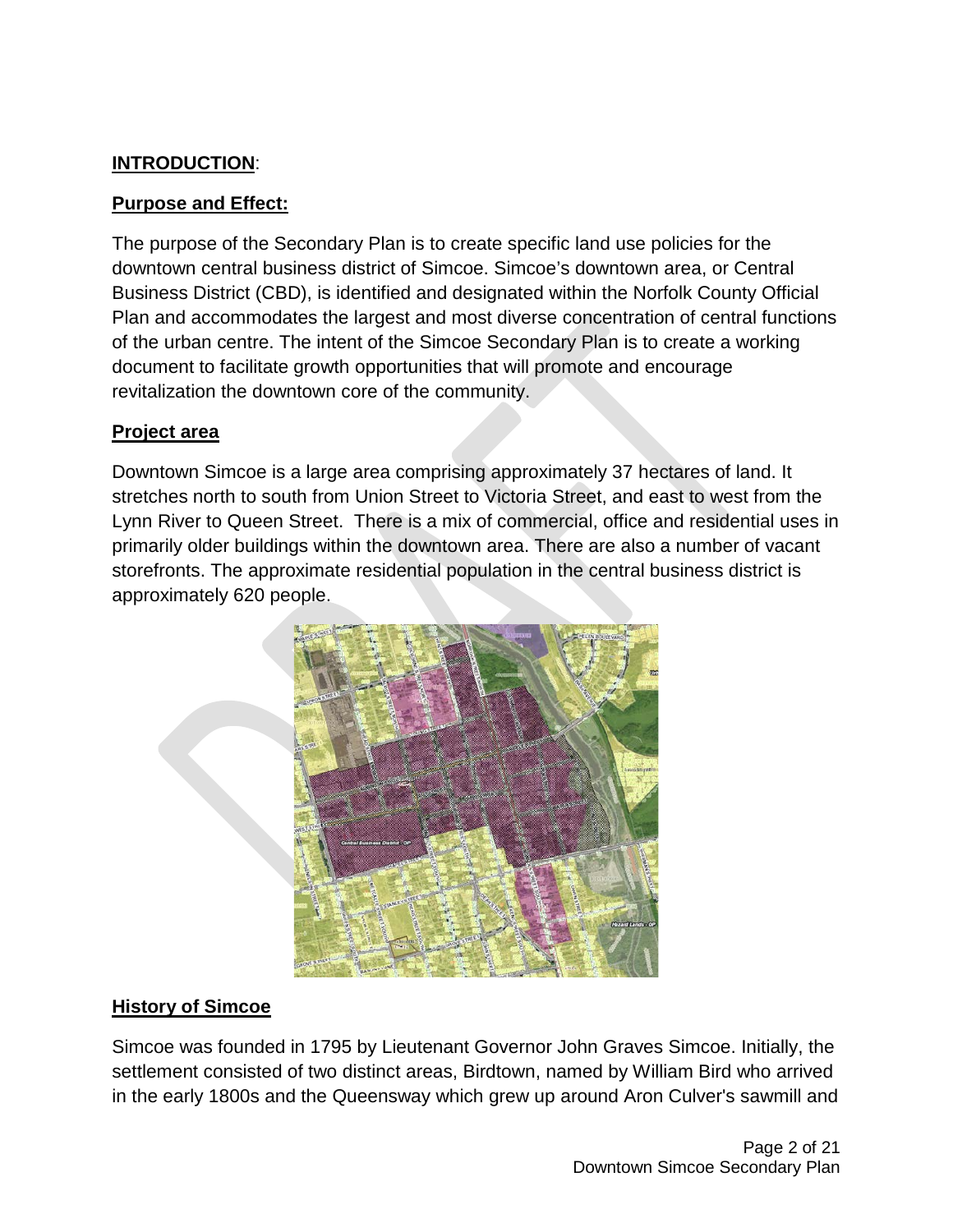## INTRODUCTION:

### Purpose and Effect:

The purpose of the Secondary Plan is to create specific land use policies for the downtown central business district of Simcoe. Simcoe's downtown area, or Central Business District (CBD), is identified and designated within the Norfolk County Official Plan and accommodates the largest and most diverse concentration of central functions of the urban centre. The intent of the Simcoe Secondary Plan is to create a working document to facilitate growth opportunities that will promote and encourage revitalization the downtown core of the community.

### Project area

Downtown Simcoe is a large area comprising approximately 37 hectares of land. It stretches north to south from Union Street to Victoria Street, and east to west from the Lynn River to Queen Street. There is a mix of commercial, office and residential uses in primarily older buildings within the downtown area. There are also a number of vacant storefronts. The approximate residential population in the central business district is approximately 620 people.

### History of Simcoe

Simcoe was founded in 1795 by Lieutenant Governor John Graves Simcoe. Initially, the settlement consisted of two distinct areas, Birdtown, named by William Bird who arrived in the early 1800s and the Queensway which grew up around Aron Culver's sawmill and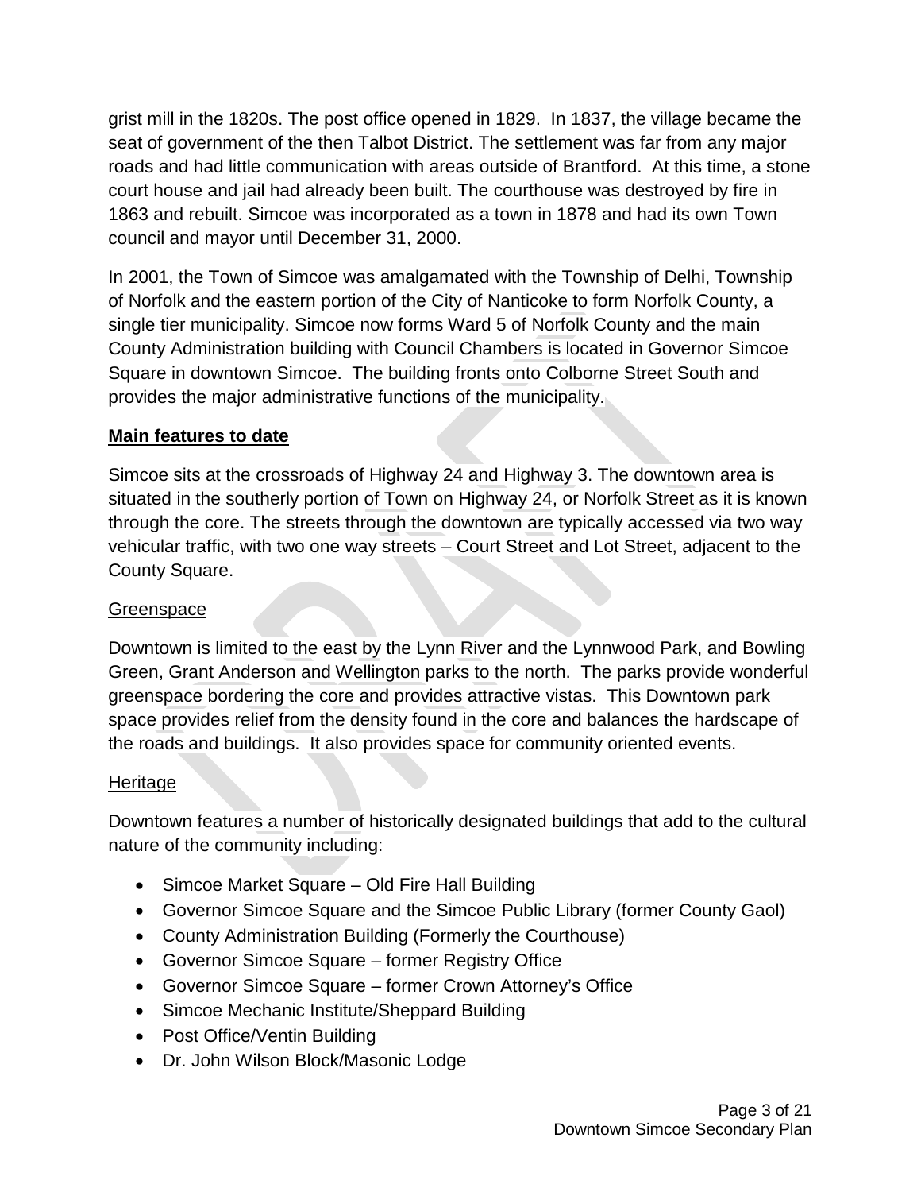grist mill in the 1820s. The post office opened in 1829. In 1837, the village became the seat of government of the then Talbot District. The settlement was far from any major roads and had little communication with areas outside of Brantford. At this time, a stone court house and jail had already been built. The courthouse was destroyed by fire in 1863 and rebuilt. Simcoe was incorporated as a town in 1878 and had its own Town council and mayor until December 31, 2000.

In 2001, the Town of Simcoe was amalgamated with the Township of Delhi, Township of Norfolk and the eastern portion of the City of Nanticoke to form Norfolk County, a single tier municipality. Simcoe now forms Ward 5 of Norfolk County and the main County Administration building with Council Chambers is located in Governor Simcoe Square in downtown Simcoe. The building fronts onto Colborne Street South and provides the major administrative functions of the municipality.

**Main features to date**

Simcoe sits at the crossroads of Highway 24 and Highway 3. The downtown area is situated in the southerly portion of Town on Highway 24, or Norfolk Street as it is known through the core. The streets through the downtown are typically accessed via two way vehicular traffic, with two one way streets – Court Street and Lot Street, adjacent to the County Square.

Greenspace

Downtown is limited to the east by the Lynn River and the Lynnwood Park, and Bowling Green, Grant Anderson and Wellington parks to the north. The parks provide wonderful greenspace bordering the core and provides attractive vistas. This Downtown park space provides relief from the density found in the core and balances the hardscape of the roads and buildings. It also provides space for community oriented events.

Heritage

Downtown features a number of historically designated buildings that add to the cultural nature of the community including:

- Simcoe Market Square – Old Fire Hall Building
- Governor Simcoe Square and the Simcoe Public Library (former County Gaol)
- County Administration Building (Formerly the Courthouse)
- Governor Simcoe Square – former Registry Office
- Governor Simcoe Square – former Crown Attorney's Office
- Simcoe Mechanic Institute/Sheppard Building
- Post Office/Ventin Building
- Dr. John Wilson Block/Masonic Lodge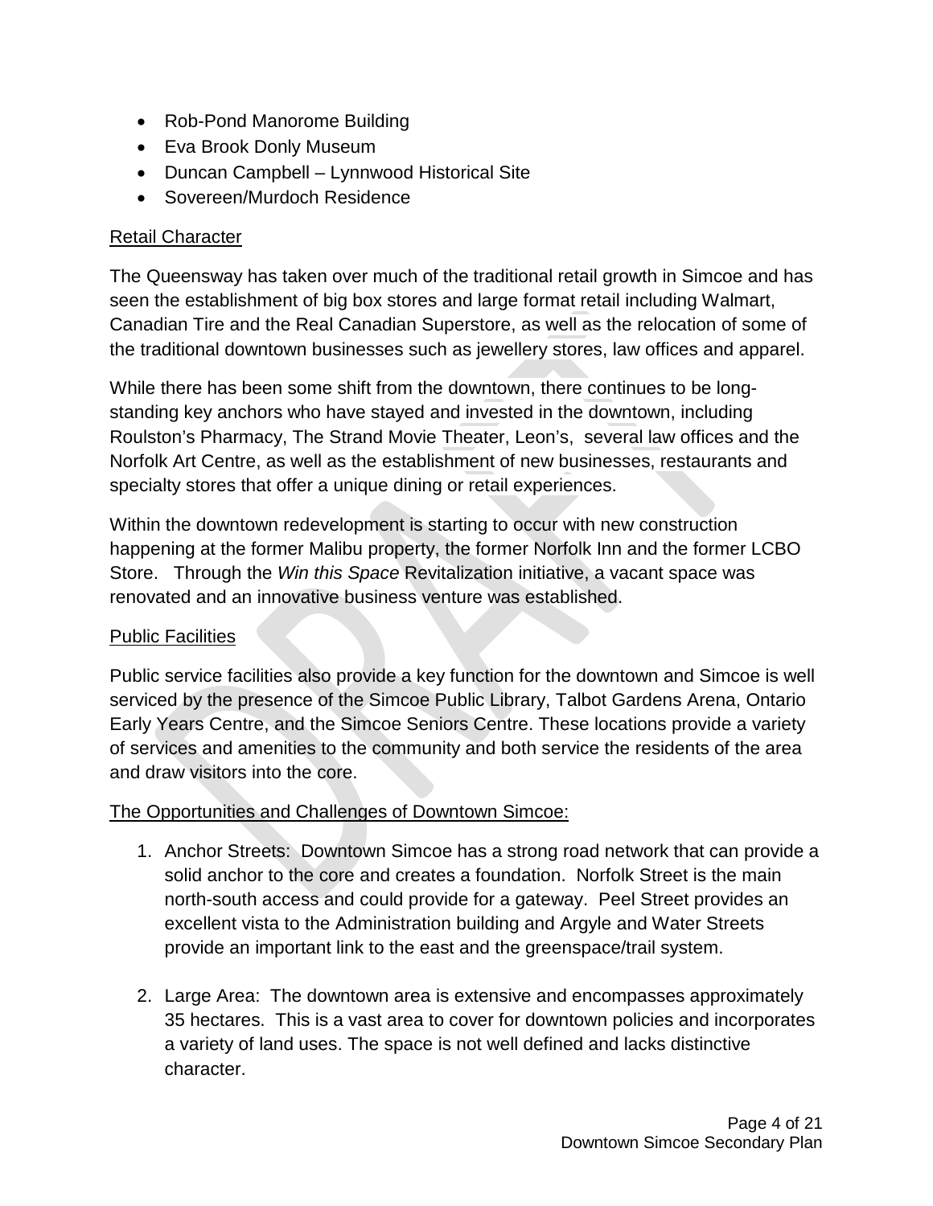- Rob-Pond Manorome Building
- Eva Brook Donly Museum
- Duncan Campbell – Lynnwood Historical Site
- Sovereen/Murdoch Residence

<u>Retail Character</u>

The Queensway has taken over much of the traditional retail growth in Simcoe and has seen the establishment of big box stores and large format retail including Walmart, Canadian Tire and the Real Canadian Superstore, as well as the relocation of some of the traditional downtown businesses such as jewellery stores, law offices and apparel.

While there has been some shift from the downtown, there continues to be long-standing key anchors who have stayed and invested in the downtown, including Roulston's Pharmacy, The Strand Movie Theater, Leon's, several law offices and the Norfolk Art Centre, as well as the establishment of new businesses, restaurants and specialty stores that offer a unique dining or retail experiences.

Within the downtown redevelopment is starting to occur with new construction happening at the former Malibu property, the former Norfolk Inn and the former LCBO Store. Through the *Win this Space* Revitalization initiative, a vacant space was renovated and an innovative business venture was established.

<u>Public Facilities</u>

Public service facilities also provide a key function for the downtown and Simcoe is well serviced by the presence of the Simcoe Public Library, Talbot Gardens Arena, Ontario Early Years Centre, and the Simcoe Seniors Centre. These locations provide a variety of services and amenities to the community and both service the residents of the area and draw visitors into the core.

<u>The Opportunities and Challenges of Downtown Simcoe:</u>

1. Anchor Streets: Downtown Simcoe has a strong road network that can provide a solid anchor to the core and creates a foundation. Norfolk Street is the main north-south access and could provide for a gateway. Peel Street provides an excellent vista to the Administration building and Argyle and Water Streets provide an important link to the east and the greenspace/trail system.

2. Large Area: The downtown area is extensive and encompasses approximately 35 hectares. This is a vast area to cover for downtown policies and incorporates a variety of land uses. The space is not well defined and lacks distinctive character.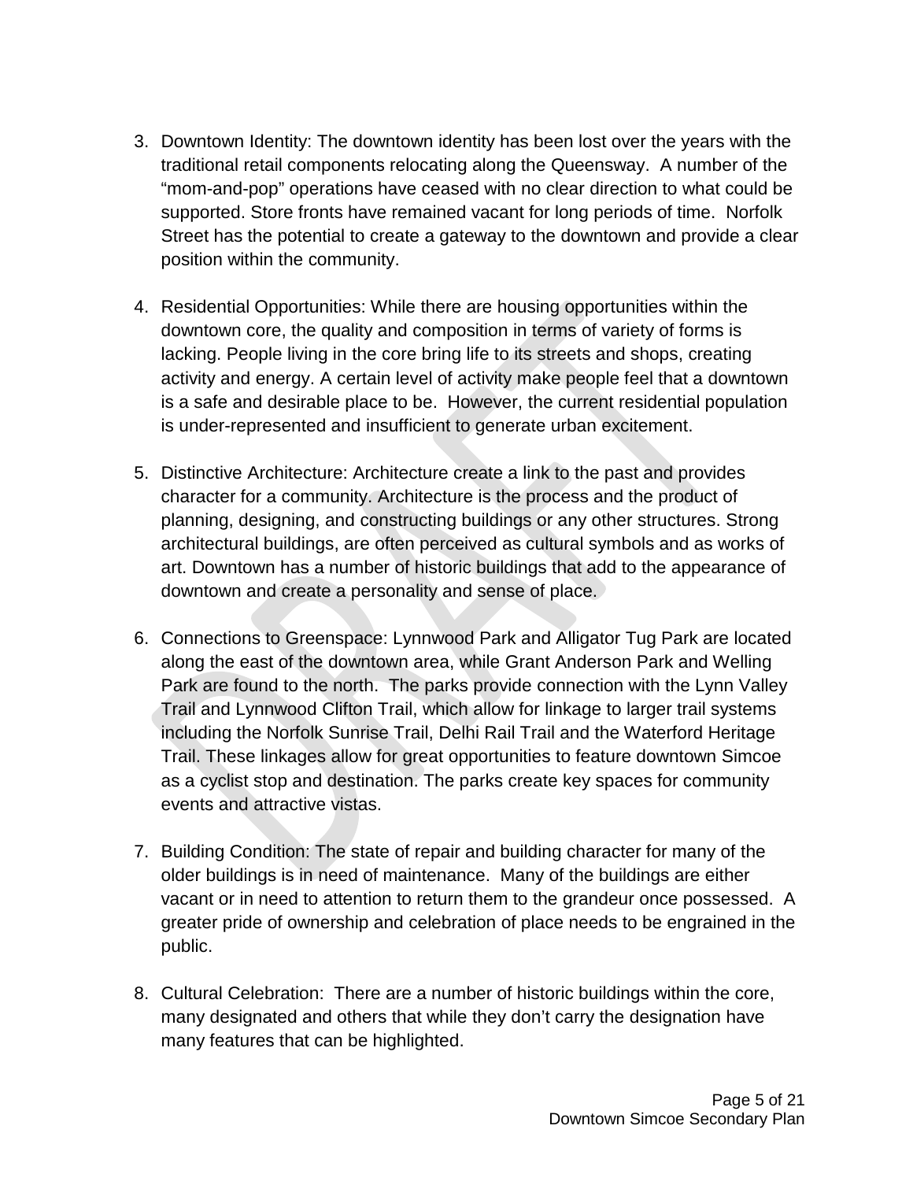3. Downtown Identity: The downtown identity has been lost over the years with the traditional retail components relocating along the Queensway. A number of the “mom-and-pop” operations have ceased with no clear direction to what could be supported. Store fronts have remained vacant for long periods of time. Norfolk Street has the potential to create a gateway to the downtown and provide a clear position within the community.

4. Residential Opportunities: While there are housing opportunities within the downtown core, the quality and composition in terms of variety of forms is lacking. People living in the core bring life to its streets and shops, creating activity and energy. A certain level of activity make people feel that a downtown is a safe and desirable place to be. However, the current residential population is under-represented and insufficient to generate urban excitement.

5. Distinctive Architecture: Architecture create a link to the past and provides character for a community. Architecture is the process and the product of planning, designing, and constructing buildings or any other structures. Strong architectural buildings, are often perceived as cultural symbols and as works of art. Downtown has a number of historic buildings that add to the appearance of downtown and create a personality and sense of place.

6. Connections to Greenspace: Lynnwood Park and Alligator Tug Park are located along the east of the downtown area, while Grant Anderson Park and Welling Park are found to the north. The parks provide connection with the Lynn Valley Trail and Lynnwood Clifton Trail, which allow for linkage to larger trail systems including the Norfolk Sunrise Trail, Delhi Rail Trail and the Waterford Heritage Trail. These linkages allow for great opportunities to feature downtown Simcoe as a cyclist stop and destination. The parks create key spaces for community events and attractive vistas.

7. Building Condition: The state of repair and building character for many of the older buildings is in need of maintenance. Many of the buildings are either vacant or in need to attention to return them to the grandeur once possessed. A greater pride of ownership and celebration of place needs to be engrained in the public.

8. Cultural Celebration: There are a number of historic buildings within the core, many designated and others that while they don’t carry the designation have many features that can be highlighted.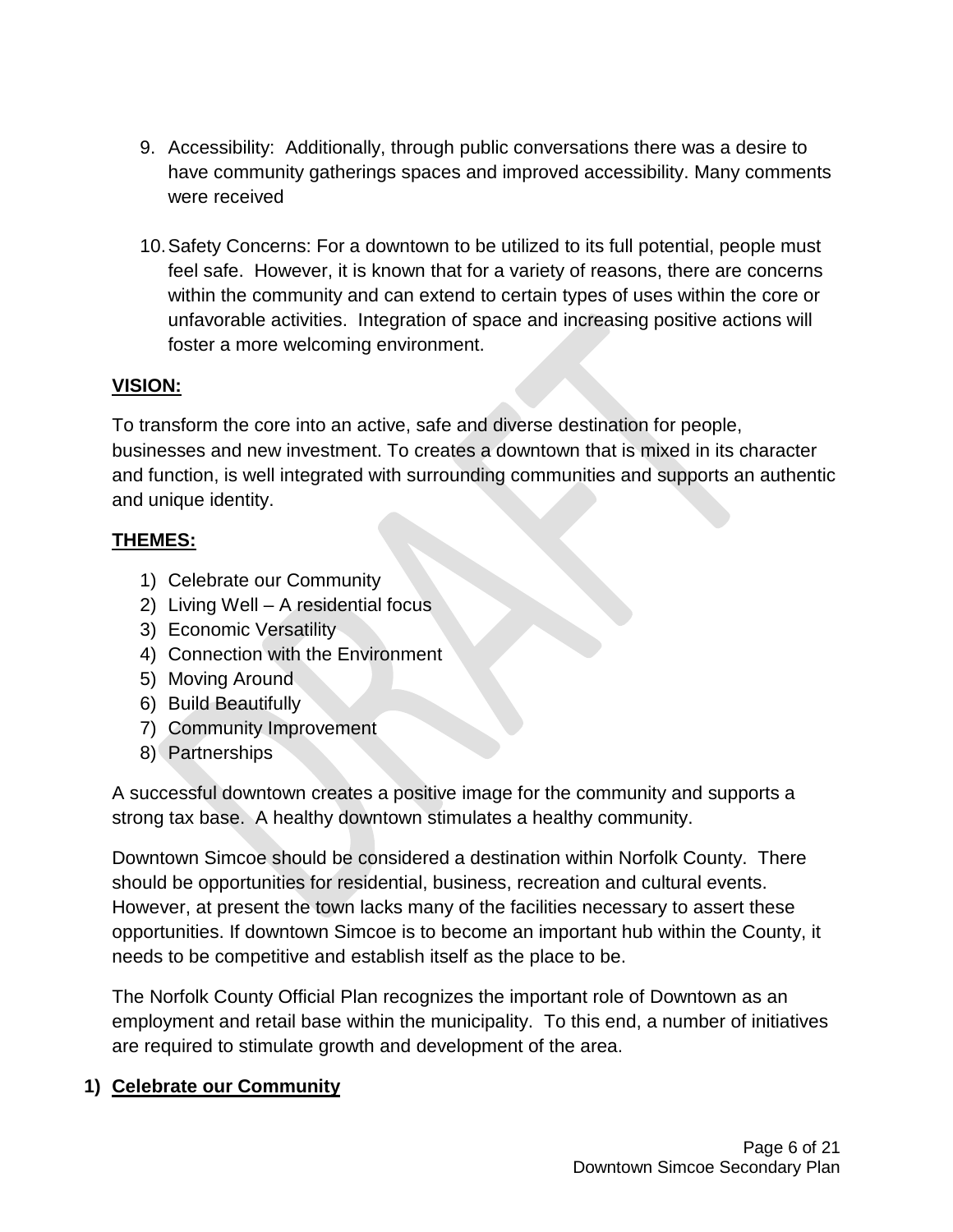9. Accessibility: Additionally, through public conversations there was a desire to have community gatherings spaces and improved accessibility. Many comments were received

10. Safety Concerns: For a downtown to be utilized to its full potential, people must feel safe. However, it is known that for a variety of reasons, there are concerns within the community and can extend to certain types of uses within the core or unfavorable activities. Integration of space and increasing positive actions will foster a more welcoming environment.

**VISION:**

To transform the core into an active, safe and diverse destination for people, businesses and new investment. To creates a downtown that is mixed in its character and function, is well integrated with surrounding communities and supports an authentic and unique identity.

**THEMES:**

1) Celebrate our Community
2) Living Well – A residential focus
3) Economic Versatility
4) Connection with the Environment
5) Moving Around
6) Build Beautifully
7) Community Improvement
8) Partnerships

A successful downtown creates a positive image for the community and supports a strong tax base. A healthy downtown stimulates a healthy community.

Downtown Simcoe should be considered a destination within Norfolk County. There should be opportunities for residential, business, recreation and cultural events. However, at present the town lacks many of the facilities necessary to assert these opportunities. If downtown Simcoe is to become an important hub within the County, it needs to be competitive and establish itself as the place to be.

The Norfolk County Official Plan recognizes the important role of Downtown as an employment and retail base within the municipality. To this end, a number of initiatives are required to stimulate growth and development of the area.

**1) Celebrate our Community**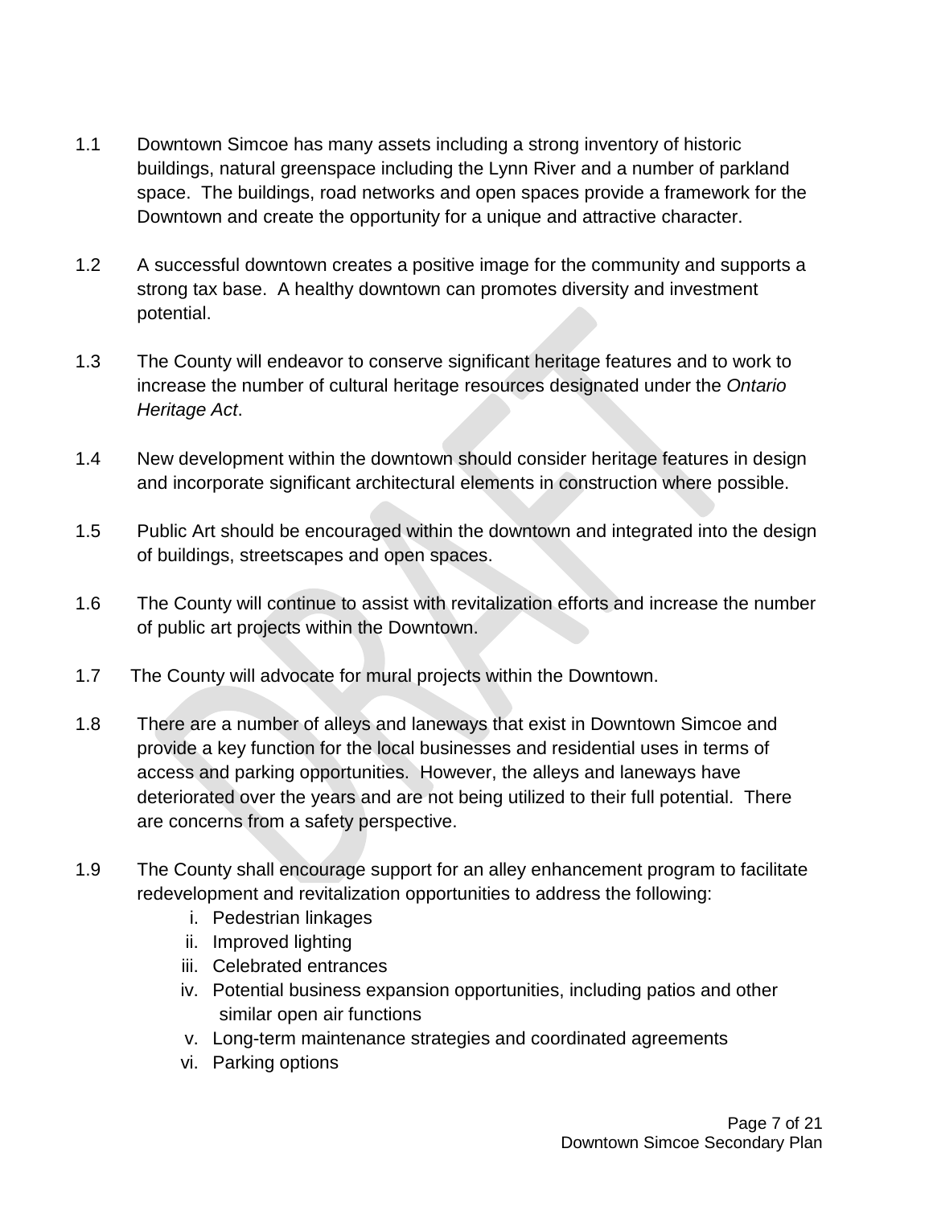1.1 Downtown Simcoe has many assets including a strong inventory of historic buildings, natural greenspace including the Lynn River and a number of parkland space. The buildings, road networks and open spaces provide a framework for the Downtown and create the opportunity for a unique and attractive character.

1.2 A successful downtown creates a positive image for the community and supports a strong tax base. A healthy downtown can promotes diversity and investment potential.

1.3 The County will endeavor to conserve significant heritage features and to work to increase the number of cultural heritage resources designated under the *Ontario Heritage Act*.

1.4 New development within the downtown should consider heritage features in design and incorporate significant architectural elements in construction where possible.

1.5 Public Art should be encouraged within the downtown and integrated into the design of buildings, streetscapes and open spaces.

1.6 The County will continue to assist with revitalization efforts and increase the number of public art projects within the Downtown.

1.7 The County will advocate for mural projects within the Downtown.

1.8 There are a number of alleys and laneways that exist in Downtown Simcoe and provide a key function for the local businesses and residential uses in terms of access and parking opportunities. However, the alleys and laneways have deteriorated over the years and are not being utilized to their full potential. There are concerns from a safety perspective.

1.9 The County shall encourage support for an alley enhancement program to facilitate redevelopment and revitalization opportunities to address the following:

   i. Pedestrian linkages
   ii. Improved lighting
   iii. Celebrated entrances
   iv. Potential business expansion opportunities, including patios and other similar open air functions
   v. Long-term maintenance strategies and coordinated agreements
   vi. Parking options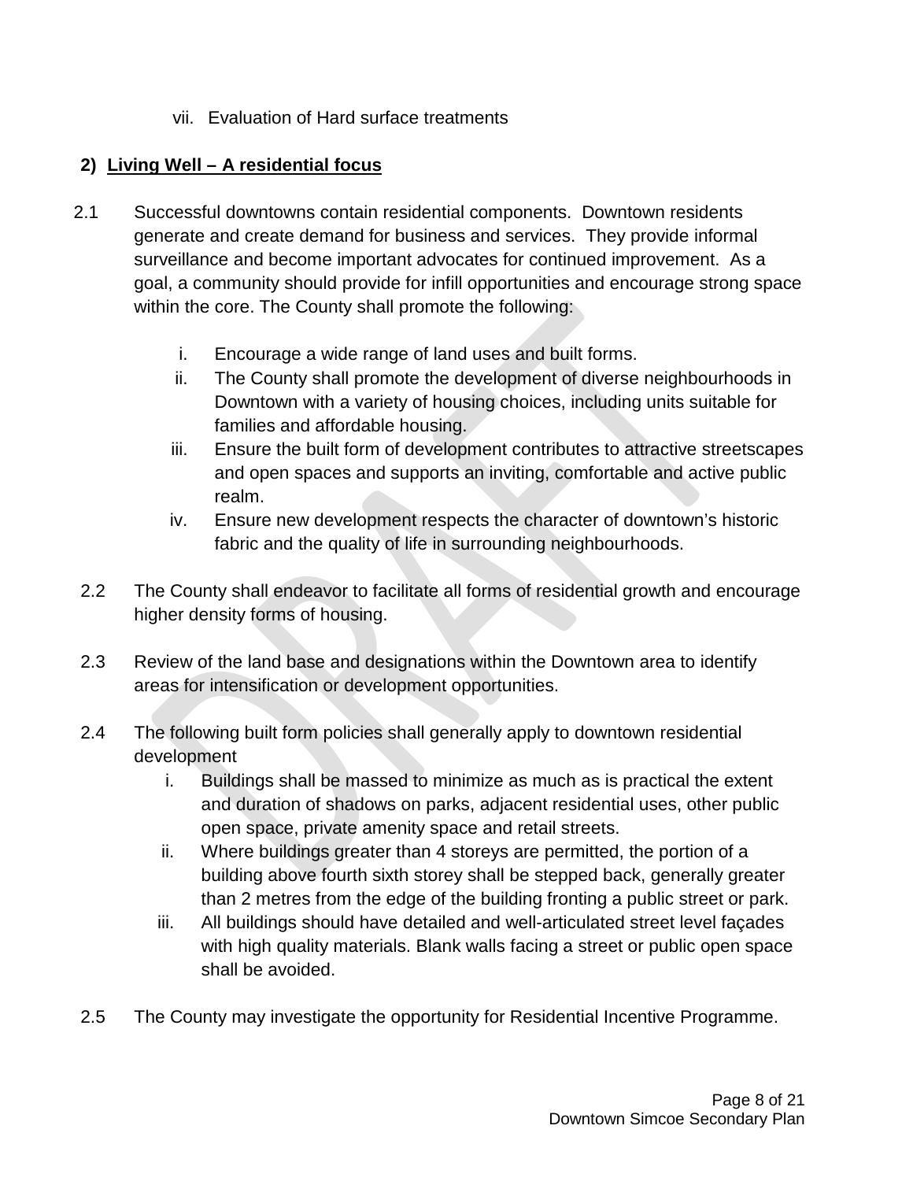vii. Evaluation of Hard surface treatments

## 2) Living Well – A residential focus

2.1 Successful downtowns contain residential components. Downtown residents generate and create demand for business and services. They provide informal surveillance and become important advocates for continued improvement. As a goal, a community should provide for infill opportunities and encourage strong space within the core. The County shall promote the following:

i. Encourage a wide range of land uses and built forms.
ii. The County shall promote the development of diverse neighbourhoods in Downtown with a variety of housing choices, including units suitable for families and affordable housing.
iii. Ensure the built form of development contributes to attractive streetscapes and open spaces and supports an inviting, comfortable and active public realm.
iv. Ensure new development respects the character of downtown's historic fabric and the quality of life in surrounding neighbourhoods.

2.2 The County shall endeavor to facilitate all forms of residential growth and encourage higher density forms of housing.

2.3 Review of the land base and designations within the Downtown area to identify areas for intensification or development opportunities.

2.4 The following built form policies shall generally apply to downtown residential development

i. Buildings shall be massed to minimize as much as is practical the extent and duration of shadows on parks, adjacent residential uses, other public open space, private amenity space and retail streets.
ii. Where buildings greater than 4 storeys are permitted, the portion of a building above fourth sixth storey shall be stepped back, generally greater than 2 metres from the edge of the building fronting a public street or park.
iii. All buildings should have detailed and well-articulated street level façades with high quality materials. Blank walls facing a street or public open space shall be avoided.

2.5 The County may investigate the opportunity for Residential Incentive Programme.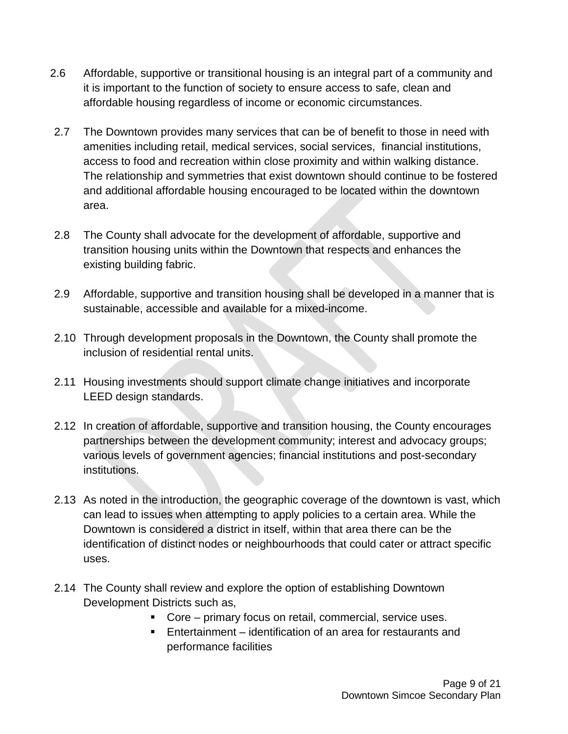2.6 Affordable, supportive or transitional housing is an integral part of a community and it is important to the function of society to ensure access to safe, clean and affordable housing regardless of income or economic circumstances.

2.7 The Downtown provides many services that can be of benefit to those in need with amenities including retail, medical services, social services, financial institutions, access to food and recreation within close proximity and within walking distance. The relationship and symmetries that exist downtown should continue to be fostered and additional affordable housing encouraged to be located within the downtown area.

2.8 The County shall advocate for the development of affordable, supportive and transition housing units within the Downtown that respects and enhances the existing building fabric.

2.9 Affordable, supportive and transition housing shall be developed in a manner that is sustainable, accessible and available for a mixed-income.

2.10 Through development proposals in the Downtown, the County shall promote the inclusion of residential rental units.

2.11 Housing investments should support climate change initiatives and incorporate LEED design standards.

2.12 In creation of affordable, supportive and transition housing, the County encourages partnerships between the development community; interest and advocacy groups; various levels of government agencies; financial institutions and post-secondary institutions.

2.13 As noted in the introduction, the geographic coverage of the downtown is vast, which can lead to issues when attempting to apply policies to a certain area. While the Downtown is considered a district in itself, within that area there can be the identification of distinct nodes or neighbourhoods that could cater or attract specific uses.

2.14 The County shall review and explore the option of establishing Downtown Development Districts such as,

- Core – primary focus on retail, commercial, service uses.
- Entertainment – identification of an area for restaurants and performance facilities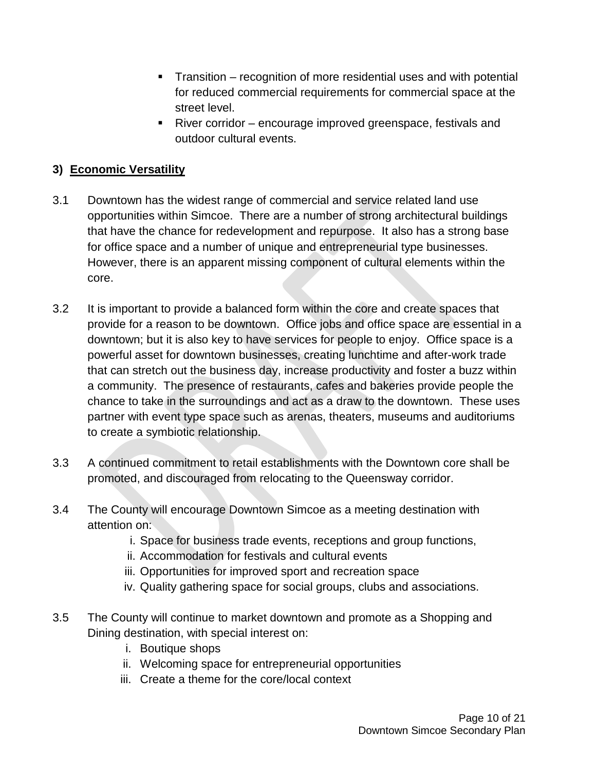- Transition – recognition of more residential uses and with potential for reduced commercial requirements for commercial space at the street level.
- River corridor – encourage improved greenspace, festivals and outdoor cultural events.

### 3) Economic Versatility

3.1 Downtown has the widest range of commercial and service related land use opportunities within Simcoe. There are a number of strong architectural buildings that have the chance for redevelopment and repurpose. It also has a strong base for office space and a number of unique and entrepreneurial type businesses. However, there is an apparent missing component of cultural elements within the core.

3.2 It is important to provide a balanced form within the core and create spaces that provide for a reason to be downtown. Office jobs and office space are essential in a downtown; but it is also key to have services for people to enjoy. Office space is a powerful asset for downtown businesses, creating lunchtime and after-work trade that can stretch out the business day, increase productivity and foster a buzz within a community. The presence of restaurants, cafes and bakeries provide people the chance to take in the surroundings and act as a draw to the downtown. These uses partner with event type space such as arenas, theaters, museums and auditoriums to create a symbiotic relationship.

3.3 A continued commitment to retail establishments with the Downtown core shall be promoted, and discouraged from relocating to the Queensway corridor.

3.4 The County will encourage Downtown Simcoe as a meeting destination with attention on:

i. Space for business trade events, receptions and group functions,
ii. Accommodation for festivals and cultural events
iii. Opportunities for improved sport and recreation space
iv. Quality gathering space for social groups, clubs and associations.

3.5 The County will continue to market downtown and promote as a Shopping and Dining destination, with special interest on:

i. Boutique shops
ii. Welcoming space for entrepreneurial opportunities
iii. Create a theme for the core/local context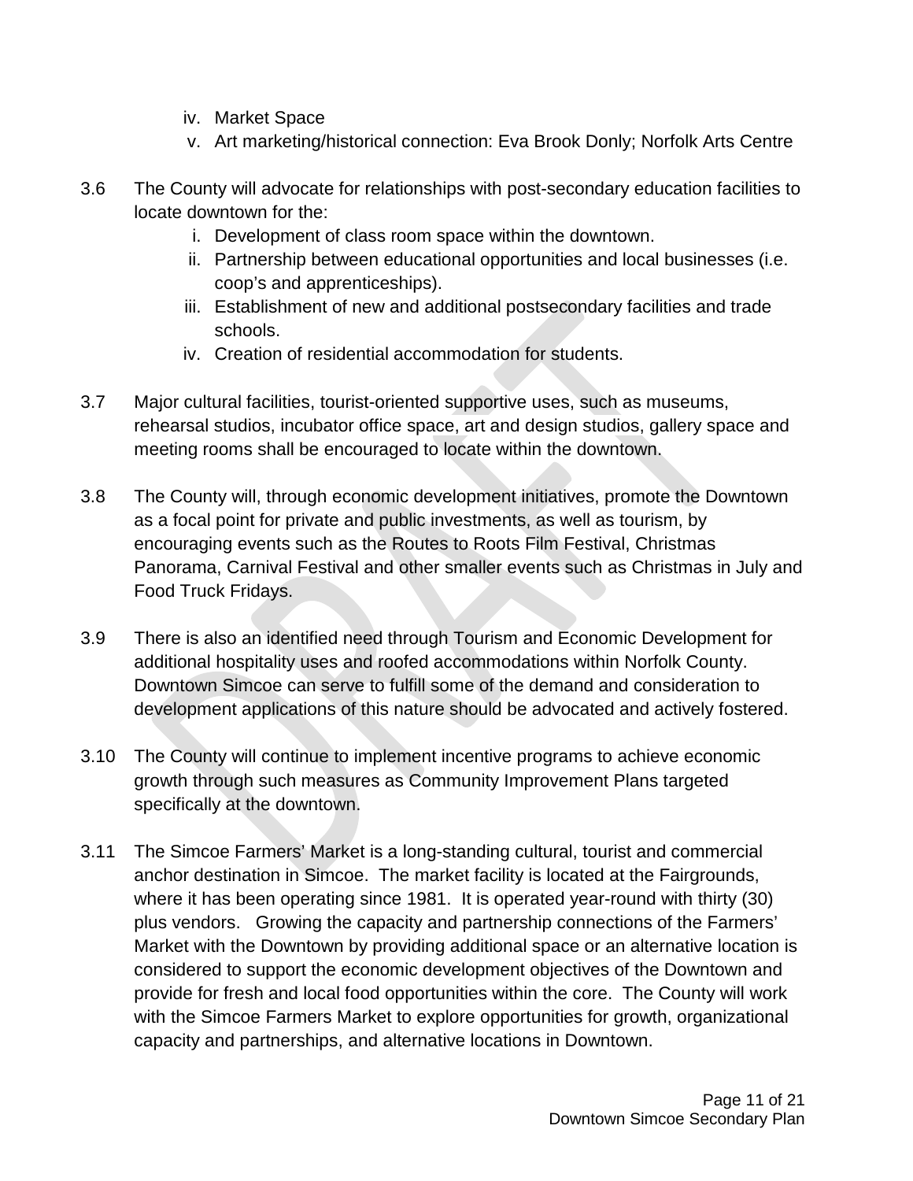iv. Market Space
   v. Art marketing/historical connection: Eva Brook Donly; Norfolk Arts Centre

3.6 The County will advocate for relationships with post-secondary education facilities to locate downtown for the:

   i. Development of class room space within the downtown.
   ii. Partnership between educational opportunities and local businesses (i.e. coop's and apprenticeships).
   iii. Establishment of new and additional postsecondary facilities and trade schools.
   iv. Creation of residential accommodation for students.

3.7 Major cultural facilities, tourist-oriented supportive uses, such as museums, rehearsal studios, incubator office space, art and design studios, gallery space and meeting rooms shall be encouraged to locate within the downtown.

3.8 The County will, through economic development initiatives, promote the Downtown as a focal point for private and public investments, as well as tourism, by encouraging events such as the Routes to Roots Film Festival, Christmas Panorama, Carnival Festival and other smaller events such as Christmas in July and Food Truck Fridays.

3.9 There is also an identified need through Tourism and Economic Development for additional hospitality uses and roofed accommodations within Norfolk County. Downtown Simcoe can serve to fulfill some of the demand and consideration to development applications of this nature should be advocated and actively fostered.

3.10 The County will continue to implement incentive programs to achieve economic growth through such measures as Community Improvement Plans targeted specifically at the downtown.

3.11 The Simcoe Farmers' Market is a long-standing cultural, tourist and commercial anchor destination in Simcoe. The market facility is located at the Fairgrounds, where it has been operating since 1981. It is operated year-round with thirty (30) plus vendors. Growing the capacity and partnership connections of the Farmers' Market with the Downtown by providing additional space or an alternative location is considered to support the economic development objectives of the Downtown and provide for fresh and local food opportunities within the core. The County will work with the Simcoe Farmers Market to explore opportunities for growth, organizational capacity and partnerships, and alternative locations in Downtown.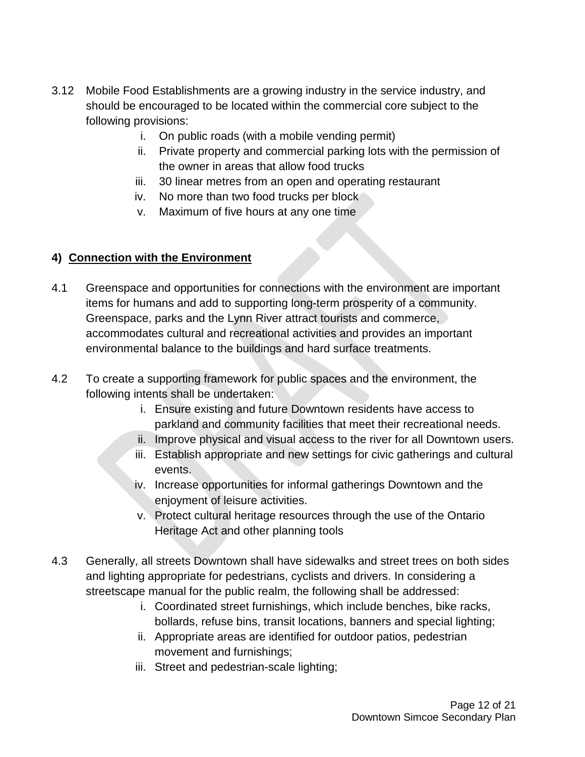3.12 Mobile Food Establishments are a growing industry in the service industry, and should be encouraged to be located within the commercial core subject to the following provisions:

   i. On public roads (with a mobile vending permit)
   ii. Private property and commercial parking lots with the permission of the owner in areas that allow food trucks
   iii. 30 linear metres from an open and operating restaurant
   iv. No more than two food trucks per block
   v. Maximum of five hours at any one time

#### 4) <u>Connection with the Environment</u>

4.1 Greenspace and opportunities for connections with the environment are important items for humans and add to supporting long-term prosperity of a community. Greenspace, parks and the Lynn River attract tourists and commerce, accommodates cultural and recreational activities and provides an important environmental balance to the buildings and hard surface treatments.

4.2 To create a supporting framework for public spaces and the environment, the following intents shall be undertaken:

   i. Ensure existing and future Downtown residents have access to parkland and community facilities that meet their recreational needs.
   ii. Improve physical and visual access to the river for all Downtown users.
   iii. Establish appropriate and new settings for civic gatherings and cultural events.
   iv. Increase opportunities for informal gatherings Downtown and the enjoyment of leisure activities.
   v. Protect cultural heritage resources through the use of the Ontario Heritage Act and other planning tools

4.3 Generally, all streets Downtown shall have sidewalks and street trees on both sides and lighting appropriate for pedestrians, cyclists and drivers. In considering a streetscape manual for the public realm, the following shall be addressed:

   i. Coordinated street furnishings, which include benches, bike racks, bollards, refuse bins, transit locations, banners and special lighting;
   ii. Appropriate areas are identified for outdoor patios, pedestrian movement and furnishings;
   iii. Street and pedestrian-scale lighting;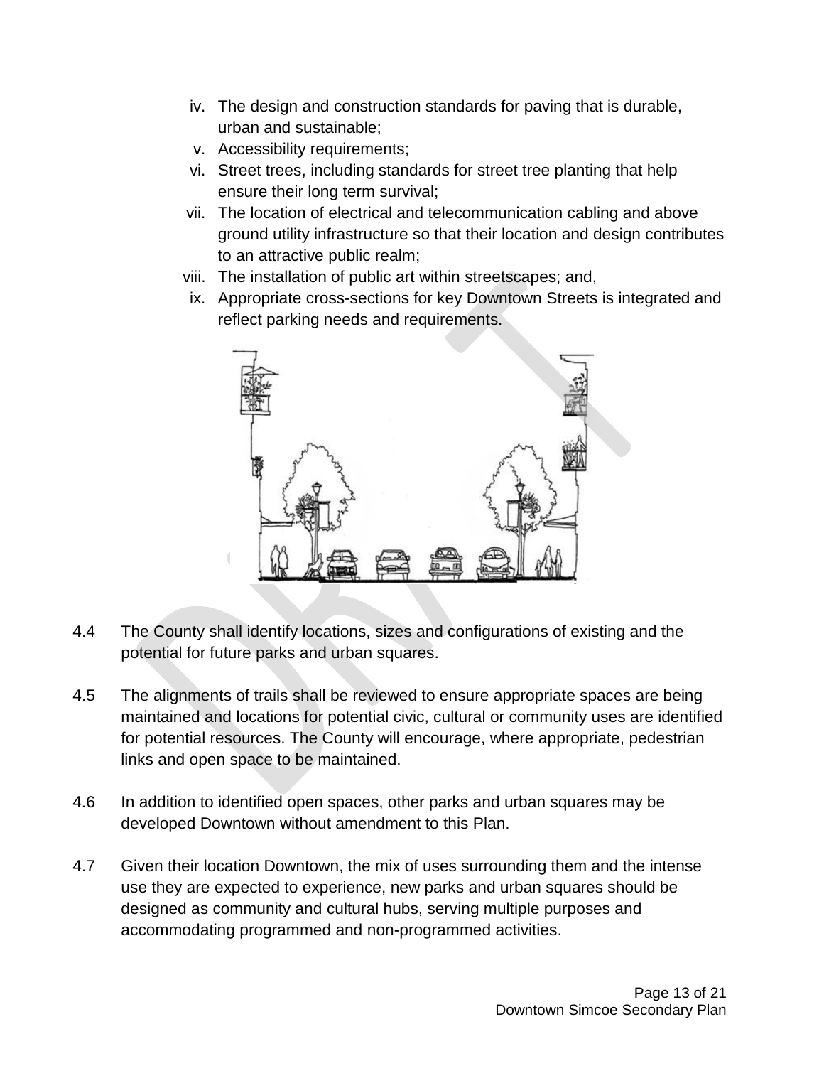iv. The design and construction standards for paving that is durable, urban and sustainable;
v. Accessibility requirements;
vi. Street trees, including standards for street tree planting that help ensure their long term survival;
vii. The location of electrical and telecommunication cabling and above ground utility infrastructure so that their location and design contributes to an attractive public realm;
viii. The installation of public art within streetscapes; and,
ix. Appropriate cross-sections for key Downtown Streets is integrated and reflect parking needs and requirements.

4.4 The County shall identify locations, sizes and configurations of existing and the potential for future parks and urban squares.

4.5 The alignments of trails shall be reviewed to ensure appropriate spaces are being maintained and locations for potential civic, cultural or community uses are identified for potential resources. The County will encourage, where appropriate, pedestrian links and open space to be maintained.

4.6 In addition to identified open spaces, other parks and urban squares may be developed Downtown without amendment to this Plan.

4.7 Given their location Downtown, the mix of uses surrounding them and the intense use they are expected to experience, new parks and urban squares should be designed as community and cultural hubs, serving multiple purposes and accommodating programmed and non-programmed activities.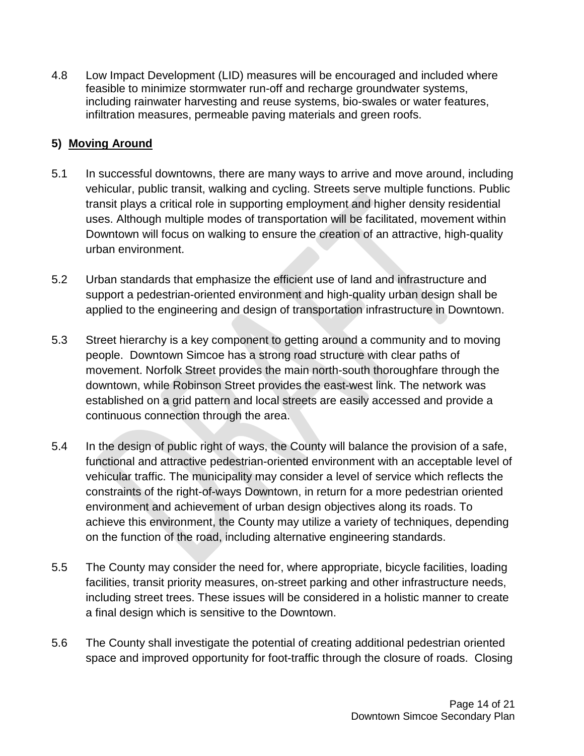4.8 Low Impact Development (LID) measures will be encouraged and included where feasible to minimize stormwater run-off and recharge groundwater systems, including rainwater harvesting and reuse systems, bio-swales or water features, infiltration measures, permeable paving materials and green roofs.

## 5) Moving Around

5.1 In successful downtowns, there are many ways to arrive and move around, including vehicular, public transit, walking and cycling. Streets serve multiple functions. Public transit plays a critical role in supporting employment and higher density residential uses. Although multiple modes of transportation will be facilitated, movement within Downtown will focus on walking to ensure the creation of an attractive, high-quality urban environment.

5.2 Urban standards that emphasize the efficient use of land and infrastructure and support a pedestrian-oriented environment and high-quality urban design shall be applied to the engineering and design of transportation infrastructure in Downtown.

5.3 Street hierarchy is a key component to getting around a community and to moving people. Downtown Simcoe has a strong road structure with clear paths of movement. Norfolk Street provides the main north-south thoroughfare through the downtown, while Robinson Street provides the east-west link. The network was established on a grid pattern and local streets are easily accessed and provide a continuous connection through the area.

5.4 In the design of public right of ways, the County will balance the provision of a safe, functional and attractive pedestrian-oriented environment with an acceptable level of vehicular traffic. The municipality may consider a level of service which reflects the constraints of the right-of-ways Downtown, in return for a more pedestrian oriented environment and achievement of urban design objectives along its roads. To achieve this environment, the County may utilize a variety of techniques, depending on the function of the road, including alternative engineering standards.

5.5 The County may consider the need for, where appropriate, bicycle facilities, loading facilities, transit priority measures, on-street parking and other infrastructure needs, including street trees. These issues will be considered in a holistic manner to create a final design which is sensitive to the Downtown.

5.6 The County shall investigate the potential of creating additional pedestrian oriented space and improved opportunity for foot-traffic through the closure of roads. Closing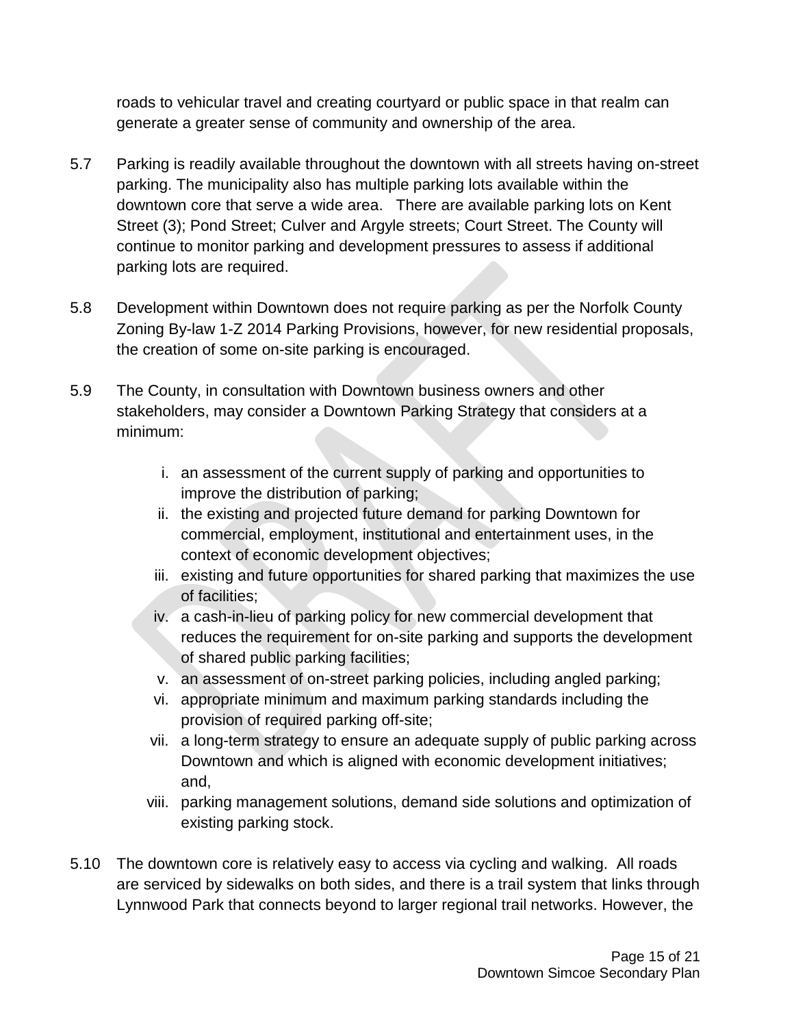roads to vehicular travel and creating courtyard or public space in that realm can generate a greater sense of community and ownership of the area.

5.7 Parking is readily available throughout the downtown with all streets having on-street parking. The municipality also has multiple parking lots available within the downtown core that serve a wide area. There are available parking lots on Kent Street (3); Pond Street; Culver and Argyle streets; Court Street. The County will continue to monitor parking and development pressures to assess if additional parking lots are required.

5.8 Development within Downtown does not require parking as per the Norfolk County Zoning By-law 1-Z 2014 Parking Provisions, however, for new residential proposals, the creation of some on-site parking is encouraged.

5.9 The County, in consultation with Downtown business owners and other stakeholders, may consider a Downtown Parking Strategy that considers at a minimum:

   i. an assessment of the current supply of parking and opportunities to improve the distribution of parking;
   ii. the existing and projected future demand for parking Downtown for commercial, employment, institutional and entertainment uses, in the context of economic development objectives;
   iii. existing and future opportunities for shared parking that maximizes the use of facilities;
   iv. a cash-in-lieu of parking policy for new commercial development that reduces the requirement for on-site parking and supports the development of shared public parking facilities;
   v. an assessment of on-street parking policies, including angled parking;
   vi. appropriate minimum and maximum parking standards including the provision of required parking off-site;
   vii. a long-term strategy to ensure an adequate supply of public parking across Downtown and which is aligned with economic development initiatives; and,
   viii. parking management solutions, demand side solutions and optimization of existing parking stock.

5.10 The downtown core is relatively easy to access via cycling and walking. All roads are serviced by sidewalks on both sides, and there is a trail system that links through Lynnwood Park that connects beyond to larger regional trail networks. However, the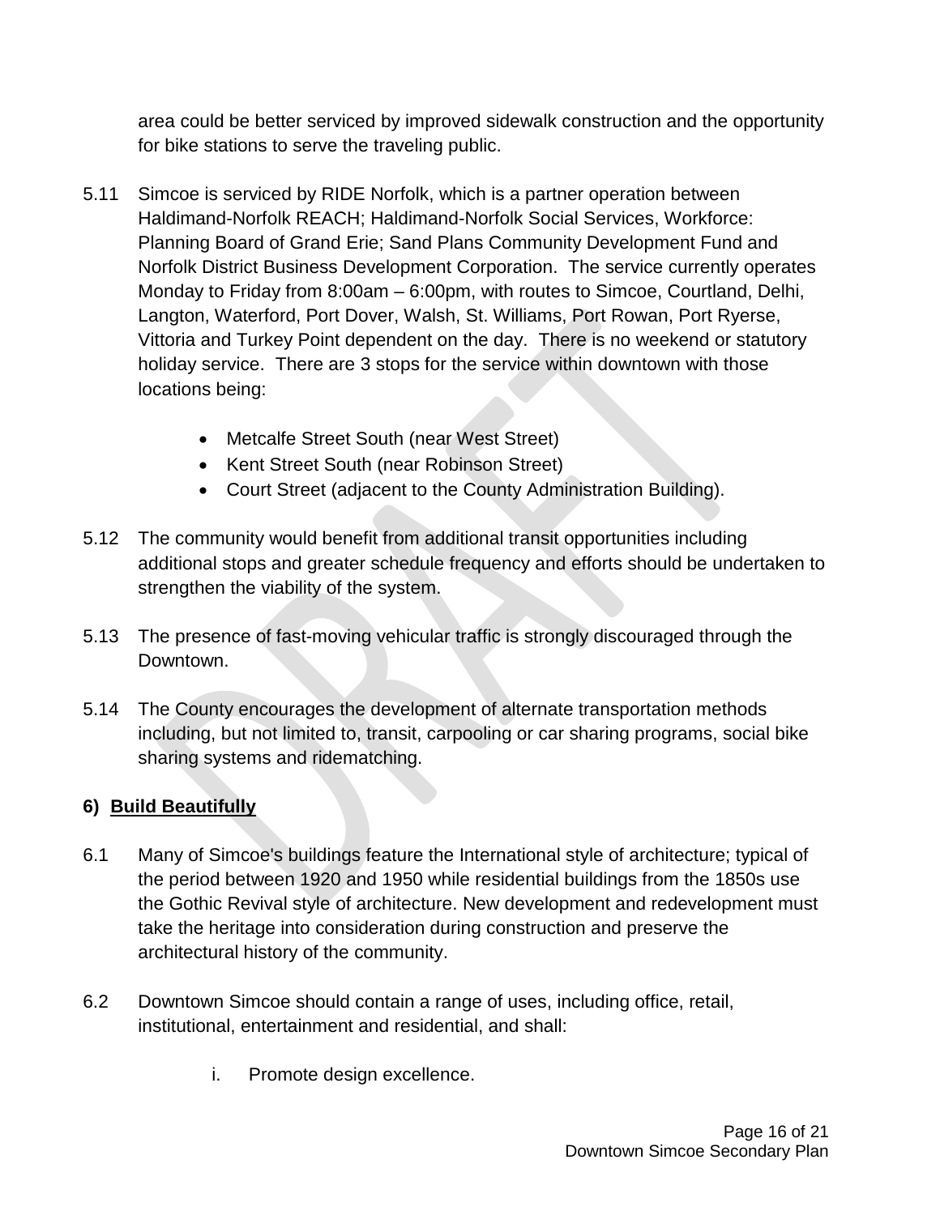area could be better serviced by improved sidewalk construction and the opportunity for bike stations to serve the traveling public.

5.11 Simcoe is serviced by RIDE Norfolk, which is a partner operation between Haldimand-Norfolk REACH; Haldimand-Norfolk Social Services, Workforce: Planning Board of Grand Erie; Sand Plans Community Development Fund and Norfolk District Business Development Corporation. The service currently operates Monday to Friday from 8:00am – 6:00pm, with routes to Simcoe, Courtland, Delhi, Langton, Waterford, Port Dover, Walsh, St. Williams, Port Rowan, Port Ryerse, Vittoria and Turkey Point dependent on the day. There is no weekend or statutory holiday service. There are 3 stops for the service within downtown with those locations being:

- Metcalfe Street South (near West Street)
- Kent Street South (near Robinson Street)
- Court Street (adjacent to the County Administration Building).

5.12 The community would benefit from additional transit opportunities including additional stops and greater schedule frequency and efforts should be undertaken to strengthen the viability of the system.

5.13 The presence of fast-moving vehicular traffic is strongly discouraged through the Downtown.

5.14 The County encourages the development of alternate transportation methods including, but not limited to, transit, carpooling or car sharing programs, social bike sharing systems and ridematching.

## 6) <u>Build Beautifully</u>

6.1 Many of Simcoe's buildings feature the International style of architecture; typical of the period between 1920 and 1950 while residential buildings from the 1850s use the Gothic Revival style of architecture. New development and redevelopment must take the heritage into consideration during construction and preserve the architectural history of the community.

6.2 Downtown Simcoe should contain a range of uses, including office, retail, institutional, entertainment and residential, and shall:

i. Promote design excellence.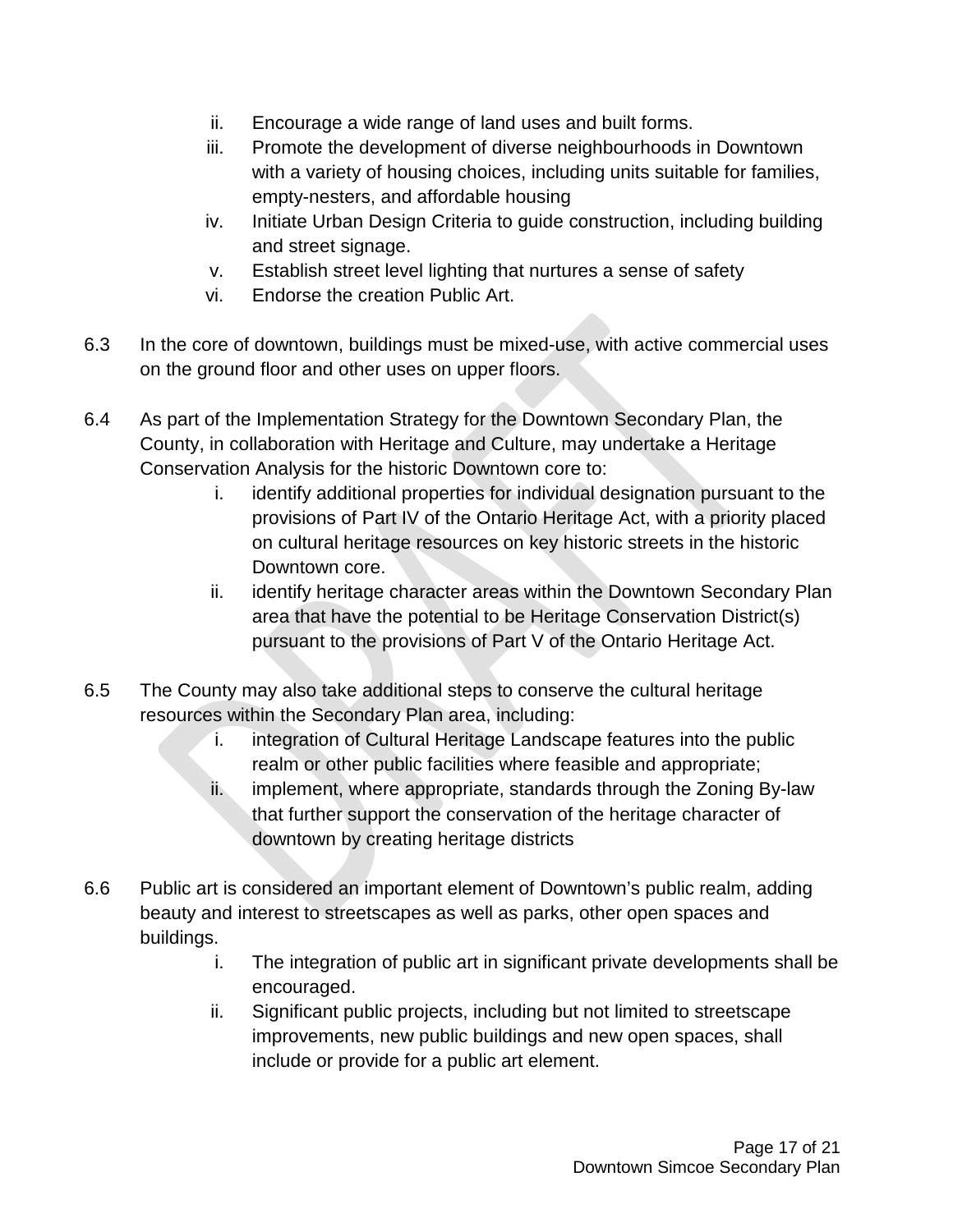ii. Encourage a wide range of land uses and built forms.
iii. Promote the development of diverse neighbourhoods in Downtown with a variety of housing choices, including units suitable for families, empty-nesters, and affordable housing
iv. Initiate Urban Design Criteria to guide construction, including building and street signage.
v. Establish street level lighting that nurtures a sense of safety
vi. Endorse the creation Public Art.

6.3 In the core of downtown, buildings must be mixed-use, with active commercial uses on the ground floor and other uses on upper floors.

6.4 As part of the Implementation Strategy for the Downtown Secondary Plan, the County, in collaboration with Heritage and Culture, may undertake a Heritage Conservation Analysis for the historic Downtown core to:

i. identify additional properties for individual designation pursuant to the provisions of Part IV of the Ontario Heritage Act, with a priority placed on cultural heritage resources on key historic streets in the historic Downtown core.
ii. identify heritage character areas within the Downtown Secondary Plan area that have the potential to be Heritage Conservation District(s) pursuant to the provisions of Part V of the Ontario Heritage Act.

6.5 The County may also take additional steps to conserve the cultural heritage resources within the Secondary Plan area, including:

i. integration of Cultural Heritage Landscape features into the public realm or other public facilities where feasible and appropriate;
ii. implement, where appropriate, standards through the Zoning By-law that further support the conservation of the heritage character of downtown by creating heritage districts

6.6 Public art is considered an important element of Downtown's public realm, adding beauty and interest to streetscapes as well as parks, other open spaces and buildings.

i. The integration of public art in significant private developments shall be encouraged.
ii. Significant public projects, including but not limited to streetscape improvements, new public buildings and new open spaces, shall include or provide for a public art element.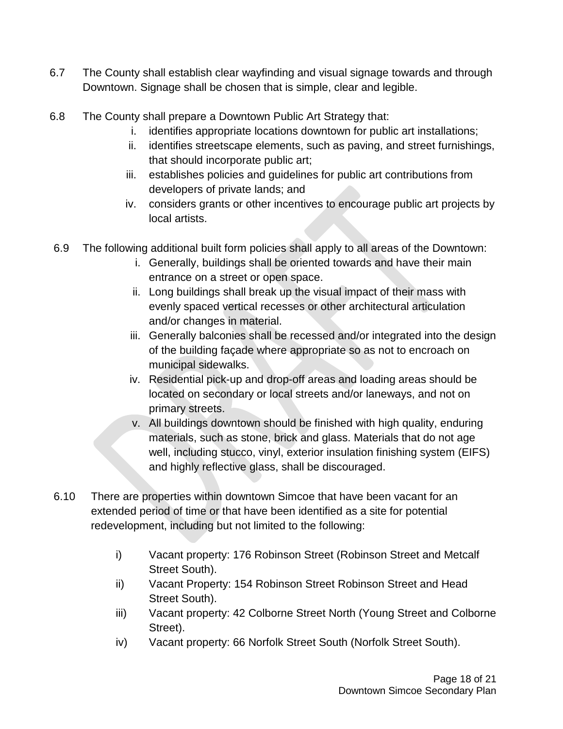6.7 The County shall establish clear wayfinding and visual signage towards and through Downtown. Signage shall be chosen that is simple, clear and legible.

6.8 The County shall prepare a Downtown Public Art Strategy that:

   i. identifies appropriate locations downtown for public art installations;
   ii. identifies streetscape elements, such as paving, and street furnishings, that should incorporate public art;
   iii. establishes policies and guidelines for public art contributions from developers of private lands; and
   iv. considers grants or other incentives to encourage public art projects by local artists.

6.9 The following additional built form policies shall apply to all areas of the Downtown:

   i. Generally, buildings shall be oriented towards and have their main entrance on a street or open space.
   ii. Long buildings shall break up the visual impact of their mass with evenly spaced vertical recesses or other architectural articulation and/or changes in material.
   iii. Generally balconies shall be recessed and/or integrated into the design of the building façade where appropriate so as not to encroach on municipal sidewalks.
   iv. Residential pick-up and drop-off areas and loading areas should be located on secondary or local streets and/or laneways, and not on primary streets.
   v. All buildings downtown should be finished with high quality, enduring materials, such as stone, brick and glass. Materials that do not age well, including stucco, vinyl, exterior insulation finishing system (EIFS) and highly reflective glass, shall be discouraged.

6.10 There are properties within downtown Simcoe that have been vacant for an extended period of time or that have been identified as a site for potential redevelopment, including but not limited to the following:

   i) Vacant property: 176 Robinson Street (Robinson Street and Metcalf Street South).
   ii) Vacant Property: 154 Robinson Street Robinson Street and Head Street South).
   iii) Vacant property: 42 Colborne Street North (Young Street and Colborne Street).
   iv) Vacant property: 66 Norfolk Street South (Norfolk Street South).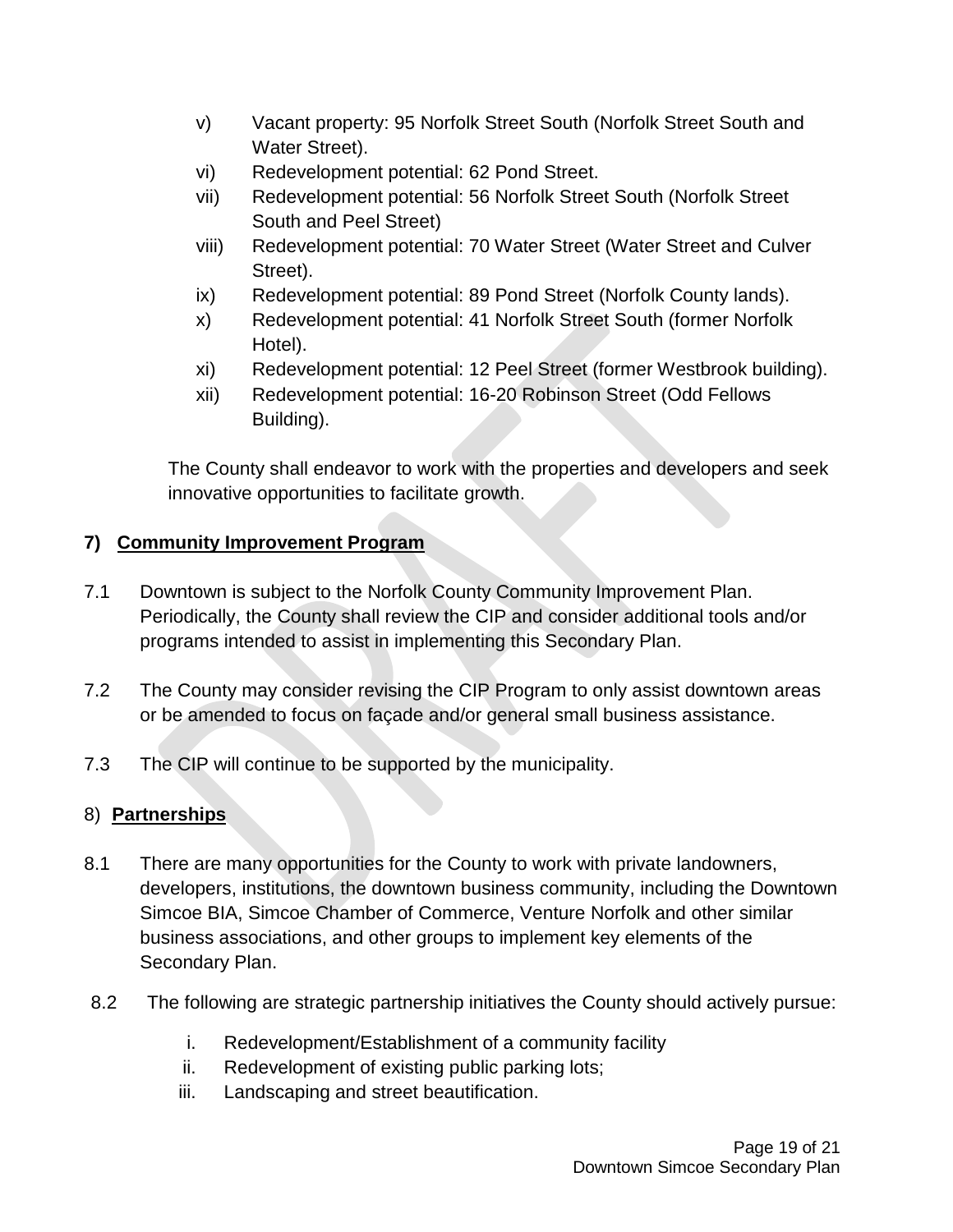v) Vacant property: 95 Norfolk Street South (Norfolk Street South and Water Street).

vi) Redevelopment potential: 62 Pond Street.

vii) Redevelopment potential: 56 Norfolk Street South (Norfolk Street South and Peel Street)

viii) Redevelopment potential: 70 Water Street (Water Street and Culver Street).

ix) Redevelopment potential: 89 Pond Street (Norfolk County lands).

x) Redevelopment potential: 41 Norfolk Street South (former Norfolk Hotel).

xi) Redevelopment potential: 12 Peel Street (former Westbrook building).

xii) Redevelopment potential: 16-20 Robinson Street (Odd Fellows Building).

The County shall endeavor to work with the properties and developers and seek innovative opportunities to facilitate growth.

## 7) Community Improvement Program

7.1 Downtown is subject to the Norfolk County Community Improvement Plan. Periodically, the County shall review the CIP and consider additional tools and/or programs intended to assist in implementing this Secondary Plan.

7.2 The County may consider revising the CIP Program to only assist downtown areas or be amended to focus on façade and/or general small business assistance.

7.3 The CIP will continue to be supported by the municipality.

## 8) Partnerships

8.1 There are many opportunities for the County to work with private landowners, developers, institutions, the downtown business community, including the Downtown Simcoe BIA, Simcoe Chamber of Commerce, Venture Norfolk and other similar business associations, and other groups to implement key elements of the Secondary Plan.

8.2 The following are strategic partnership initiatives the County should actively pursue:

i. Redevelopment/Establishment of a community facility

ii. Redevelopment of existing public parking lots;

iii. Landscaping and street beautification.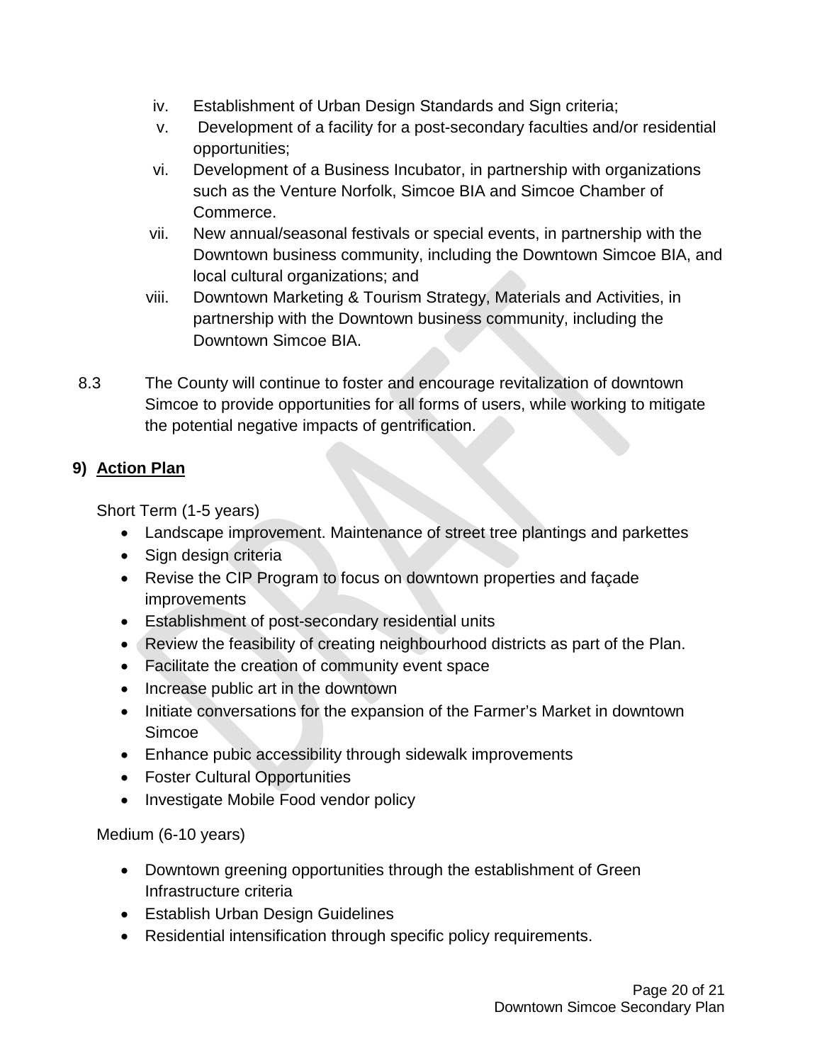iv. Establishment of Urban Design Standards and Sign criteria;
v. Development of a facility for a post-secondary faculties and/or residential opportunities;
vi. Development of a Business Incubator, in partnership with organizations such as the Venture Norfolk, Simcoe BIA and Simcoe Chamber of Commerce.
vii. New annual/seasonal festivals or special events, in partnership with the Downtown business community, including the Downtown Simcoe BIA, and local cultural organizations; and
viii. Downtown Marketing & Tourism Strategy, Materials and Activities, in partnership with the Downtown business community, including the Downtown Simcoe BIA.

8.3 The County will continue to foster and encourage revitalization of downtown Simcoe to provide opportunities for all forms of users, while working to mitigate the potential negative impacts of gentrification.

## 9) <u>Action Plan</u>

Short Term (1-5 years)

- Landscape improvement. Maintenance of street tree plantings and parkettes
- Sign design criteria
- Revise the CIP Program to focus on downtown properties and façade improvements
- Establishment of post-secondary residential units
- Review the feasibility of creating neighbourhood districts as part of the Plan.
- Facilitate the creation of community event space
- Increase public art in the downtown
- Initiate conversations for the expansion of the Farmer's Market in downtown Simcoe
- Enhance pubic accessibility through sidewalk improvements
- Foster Cultural Opportunities
- Investigate Mobile Food vendor policy

Medium (6-10 years)

- Downtown greening opportunities through the establishment of Green Infrastructure criteria
- Establish Urban Design Guidelines
- Residential intensification through specific policy requirements.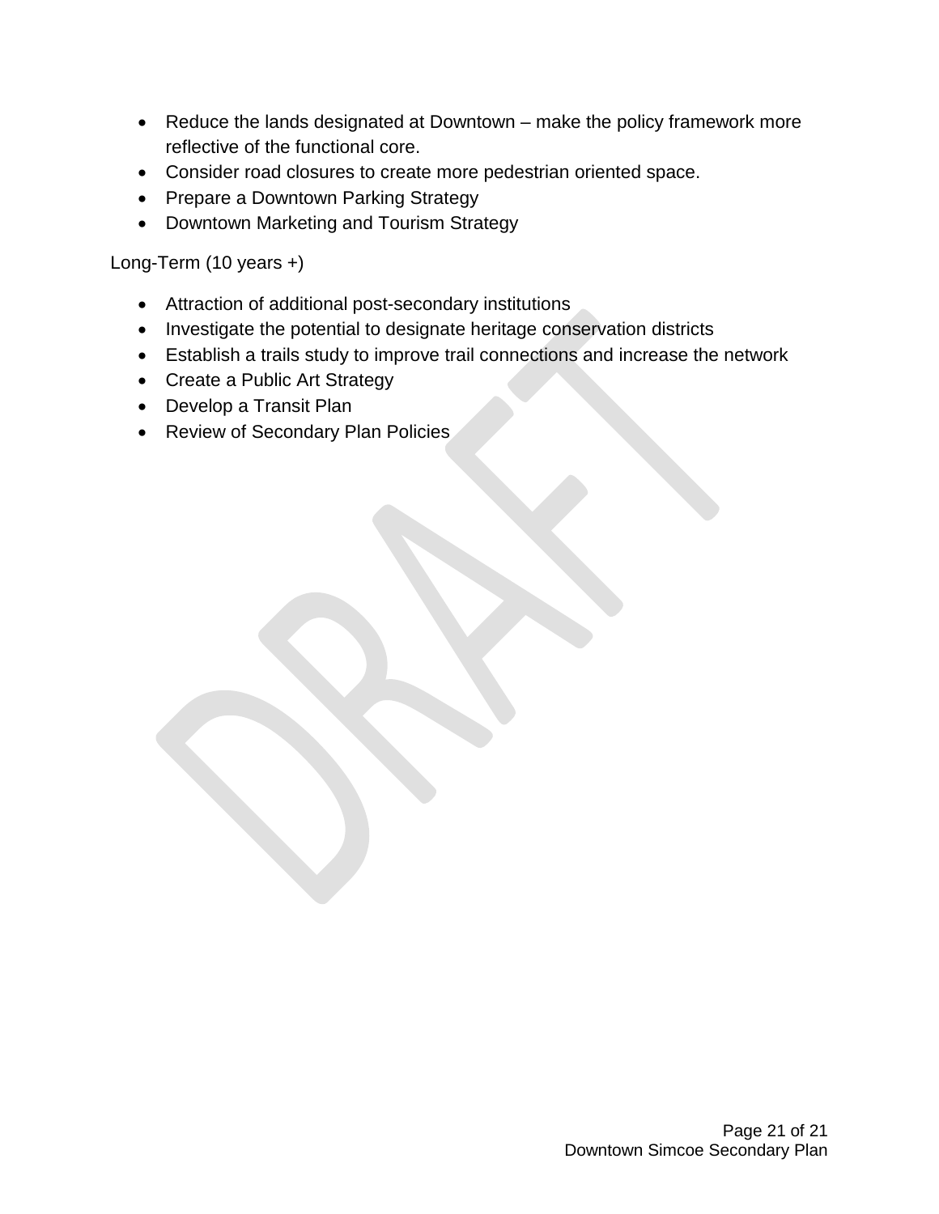- Reduce the lands designated at Downtown – make the policy framework more reflective of the functional core.
- Consider road closures to create more pedestrian oriented space.
- Prepare a Downtown Parking Strategy
- Downtown Marketing and Tourism Strategy

Long-Term (10 years +)

- Attraction of additional post-secondary institutions
- Investigate the potential to designate heritage conservation districts
- Establish a trails study to improve trail connections and increase the network
- Create a Public Art Strategy
- Develop a Transit Plan
- Review of Secondary Plan Policies